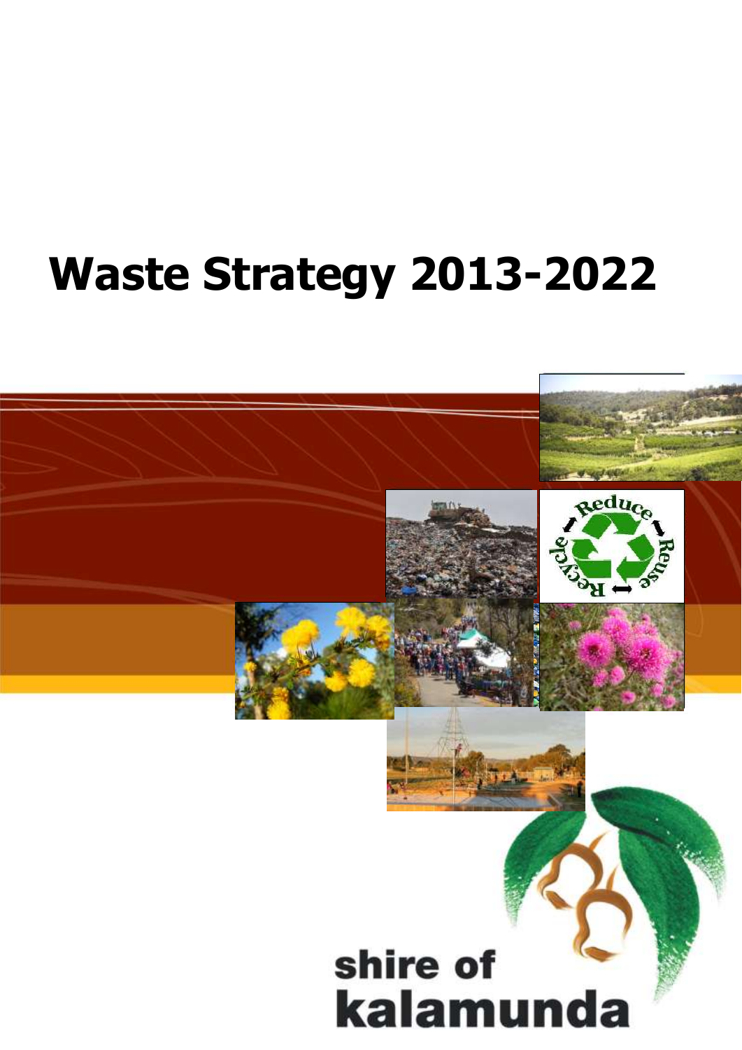# Waste Strategy 2013-2022

shire of kalamunda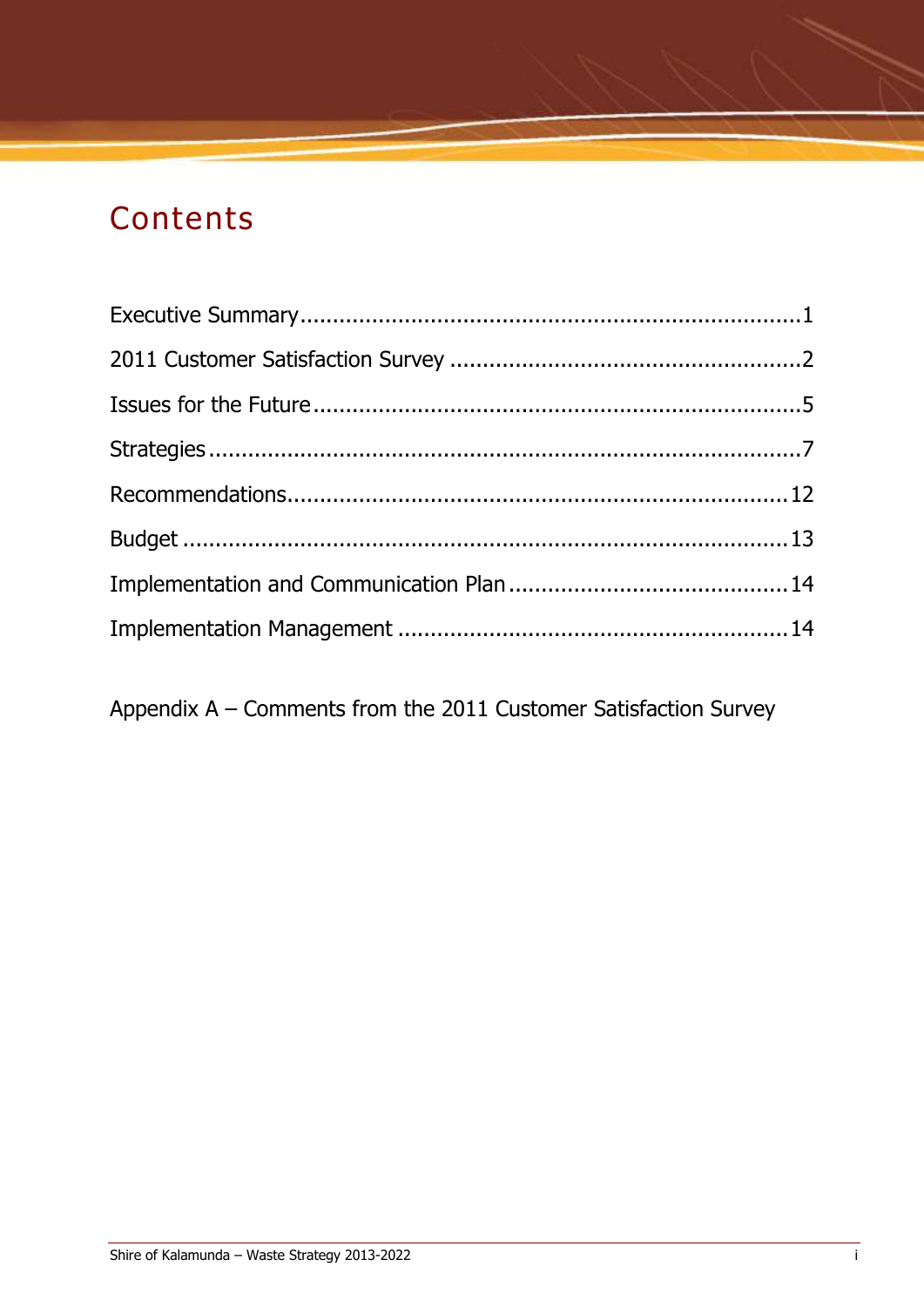# Contents

Executive Summary............................................................................1

2011 Customer Satisfaction Survey ......................................................2

Issues for the Future...........................................................................5

Strategies ...........................................................................................7

Recommendations.............................................................................12

Budget ..............................................................................................13

Implementation and Communication Plan ............................................14

Implementation Management ............................................................14

Appendix A – Comments from the 2011 Customer Satisfaction Survey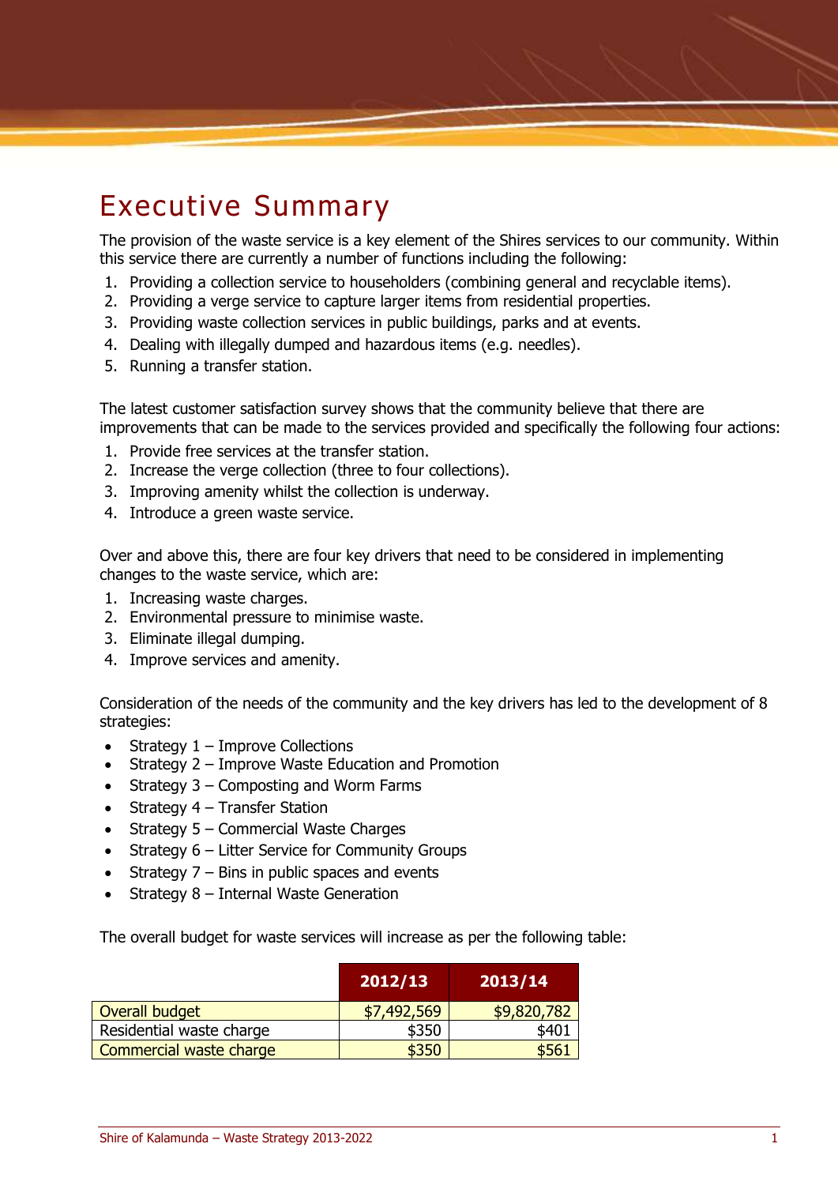# Executive Summary

The provision of the waste service is a key element of the Shires services to our community. Within this service there are currently a number of functions including the following:

1. Providing a collection service to householders (combining general and recyclable items).
2. Providing a verge service to capture larger items from residential properties.
3. Providing waste collection services in public buildings, parks and at events.
4. Dealing with illegally dumped and hazardous items (e.g. needles).
5. Running a transfer station.

The latest customer satisfaction survey shows that the community believe that there are improvements that can be made to the services provided and specifically the following four actions:

1. Provide free services at the transfer station.
2. Increase the verge collection (three to four collections).
3. Improving amenity whilst the collection is underway.
4. Introduce a green waste service.

Over and above this, there are four key drivers that need to be considered in implementing changes to the waste service, which are:

1. Increasing waste charges.
2. Environmental pressure to minimise waste.
3. Eliminate illegal dumping.
4. Improve services and amenity.

Consideration of the needs of the community and the key drivers has led to the development of 8 strategies:

- Strategy 1 – Improve Collections
- Strategy 2 – Improve Waste Education and Promotion
- Strategy 3 – Composting and Worm Farms
- Strategy 4 – Transfer Station
- Strategy 5 – Commercial Waste Charges
- Strategy 6 – Litter Service for Community Groups
- Strategy 7 – Bins in public spaces and events
- Strategy 8 – Internal Waste Generation

The overall budget for waste services will increase as per the following table:

| | 2012/13 | 2013/14 |
|---|---:|---:|
| Overall budget | $7,492,569 | $9,820,782 |
| Residential waste charge | $350 | $401 |
| Commercial waste charge | $350 | $561 |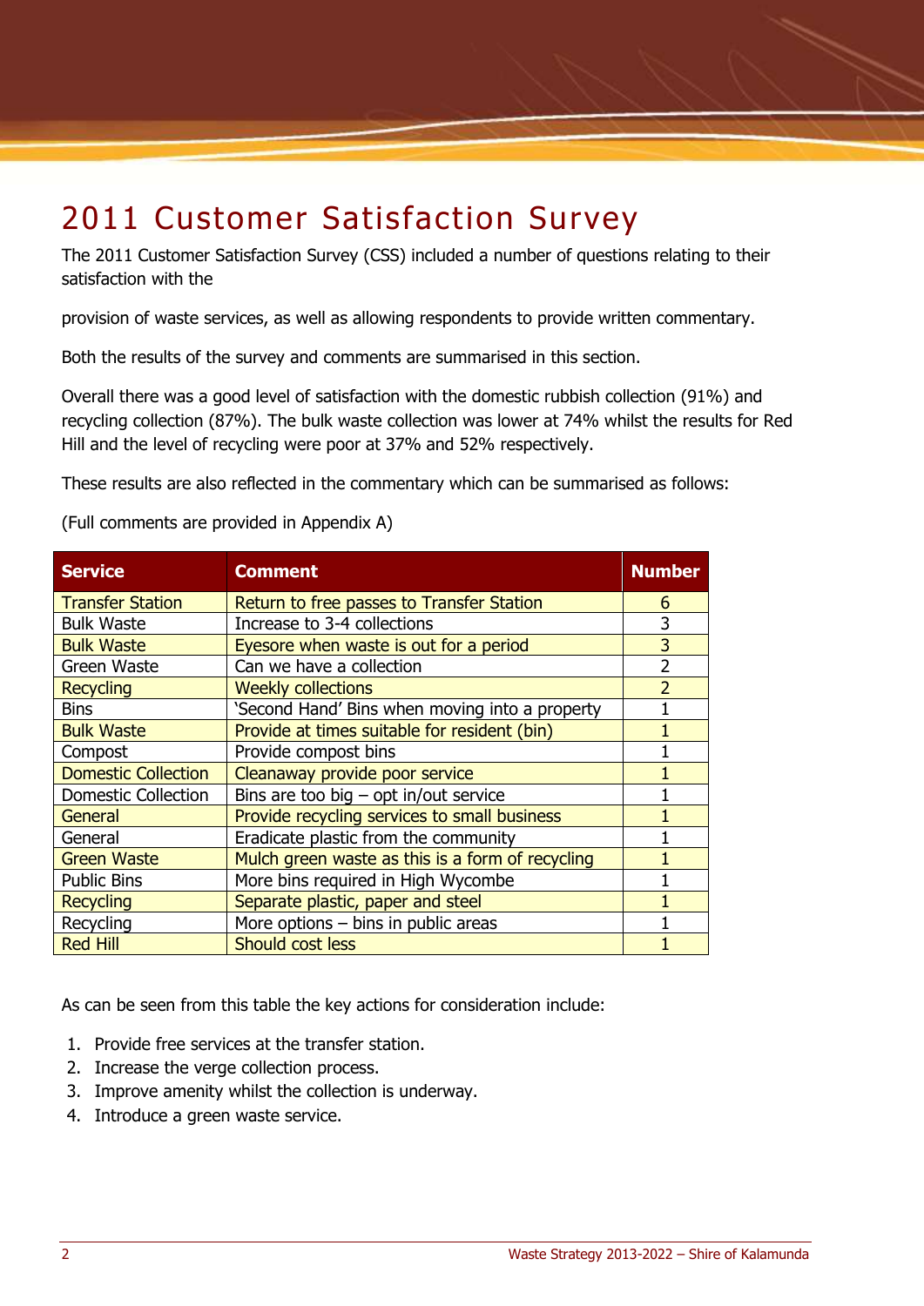# 2011 Customer Satisfaction Survey

The 2011 Customer Satisfaction Survey (CSS) included a number of questions relating to their satisfaction with the

provision of waste services, as well as allowing respondents to provide written commentary.

Both the results of the survey and comments are summarised in this section.

Overall there was a good level of satisfaction with the domestic rubbish collection (91%) and recycling collection (87%). The bulk waste collection was lower at 74% whilst the results for Red Hill and the level of recycling were poor at 37% and 52% respectively.

These results are also reflected in the commentary which can be summarised as follows:

(Full comments are provided in Appendix A)

| Service | Comment | Number |
|---|---|---|
| Transfer Station | Return to free passes to Transfer Station | 6 |
| Bulk Waste | Increase to 3-4 collections | 3 |
| Bulk Waste | Eyesore when waste is out for a period | 3 |
| Green Waste | Can we have a collection | 2 |
| Recycling | Weekly collections | 2 |
| Bins | 'Second Hand' Bins when moving into a property | 1 |
| Bulk Waste | Provide at times suitable for resident (bin) | 1 |
| Compost | Provide compost bins | 1 |
| Domestic Collection | Cleanaway provide poor service | 1 |
| Domestic Collection | Bins are too big – opt in/out service | 1 |
| General | Provide recycling services to small business | 1 |
| General | Eradicate plastic from the community | 1 |
| Green Waste | Mulch green waste as this is a form of recycling | 1 |
| Public Bins | More bins required in High Wycombe | 1 |
| Recycling | Separate plastic, paper and steel | 1 |
| Recycling | More options – bins in public areas | 1 |
| Red Hill | Should cost less | 1 |

As can be seen from this table the key actions for consideration include:

1. Provide free services at the transfer station.
2. Increase the verge collection process.
3. Improve amenity whilst the collection is underway.
4. Introduce a green waste service.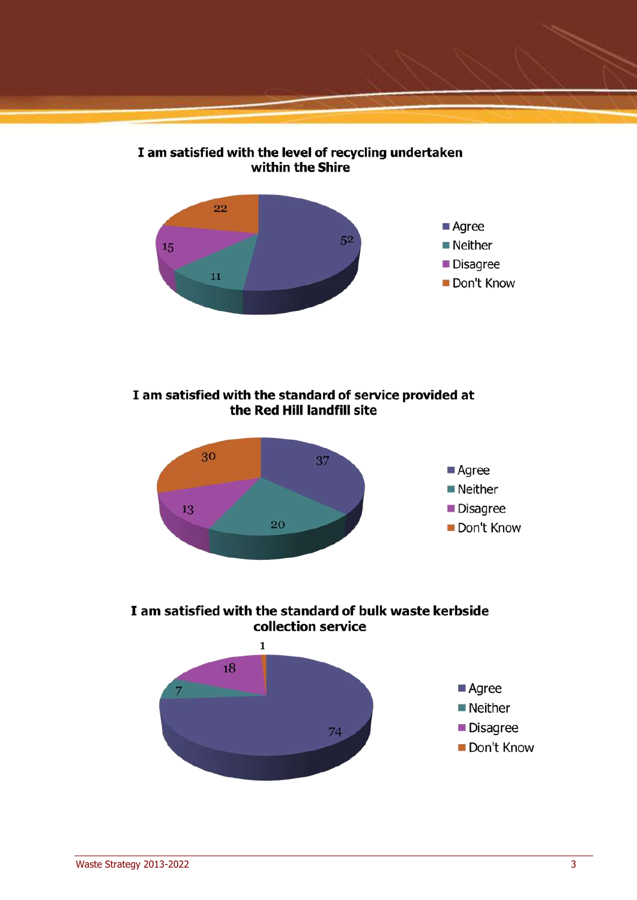**I am satisfied with the level of recycling undertaken within the Shire**

| Response | Value |
|---|---|
| Agree | 52 |
| Neither | 11 |
| Disagree | 15 |
| Don't Know | 22 |

**I am satisfied with the standard of service provided at the Red Hill landfill site**

| Response | Value |
|---|---|
| Agree | 37 |
| Neither | 20 |
| Disagree | 13 |
| Don't Know | 30 |

**I am satisfied with the standard of bulk waste kerbside collection service**

| Response | Value |
|---|---|
| Agree | 74 |
| Neither | 7 |
| Disagree | 18 |
| Don't Know | 1 |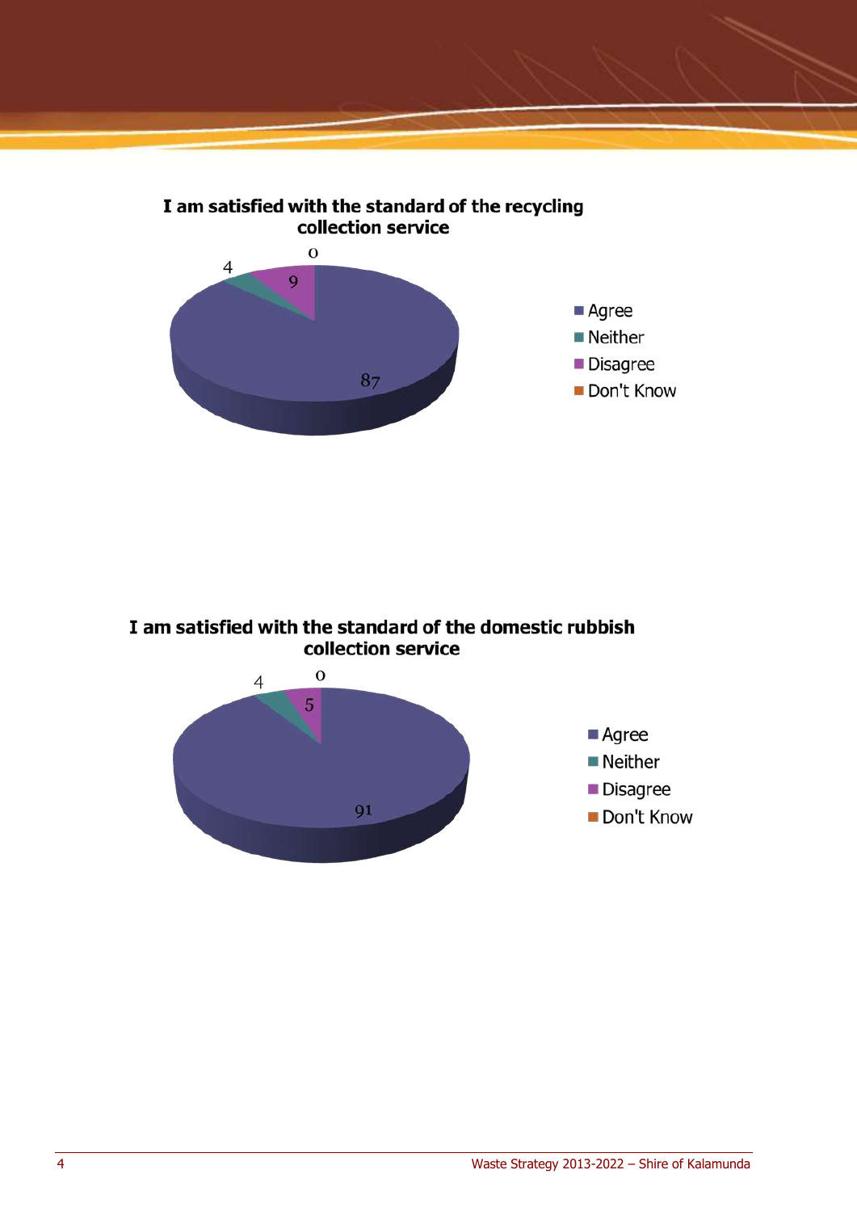**I am satisfied with the standard of the recycling collection service**

| Response | Value |
|---|---|
| Agree | 87 |
| Neither | 4 |
| Disagree | 9 |
| Don't Know | 0 |

**I am satisfied with the standard of the domestic rubbish collection service**

| Response | Value |
|---|---|
| Agree | 91 |
| Neither | 4 |
| Disagree | 5 |
| Don't Know | 0 |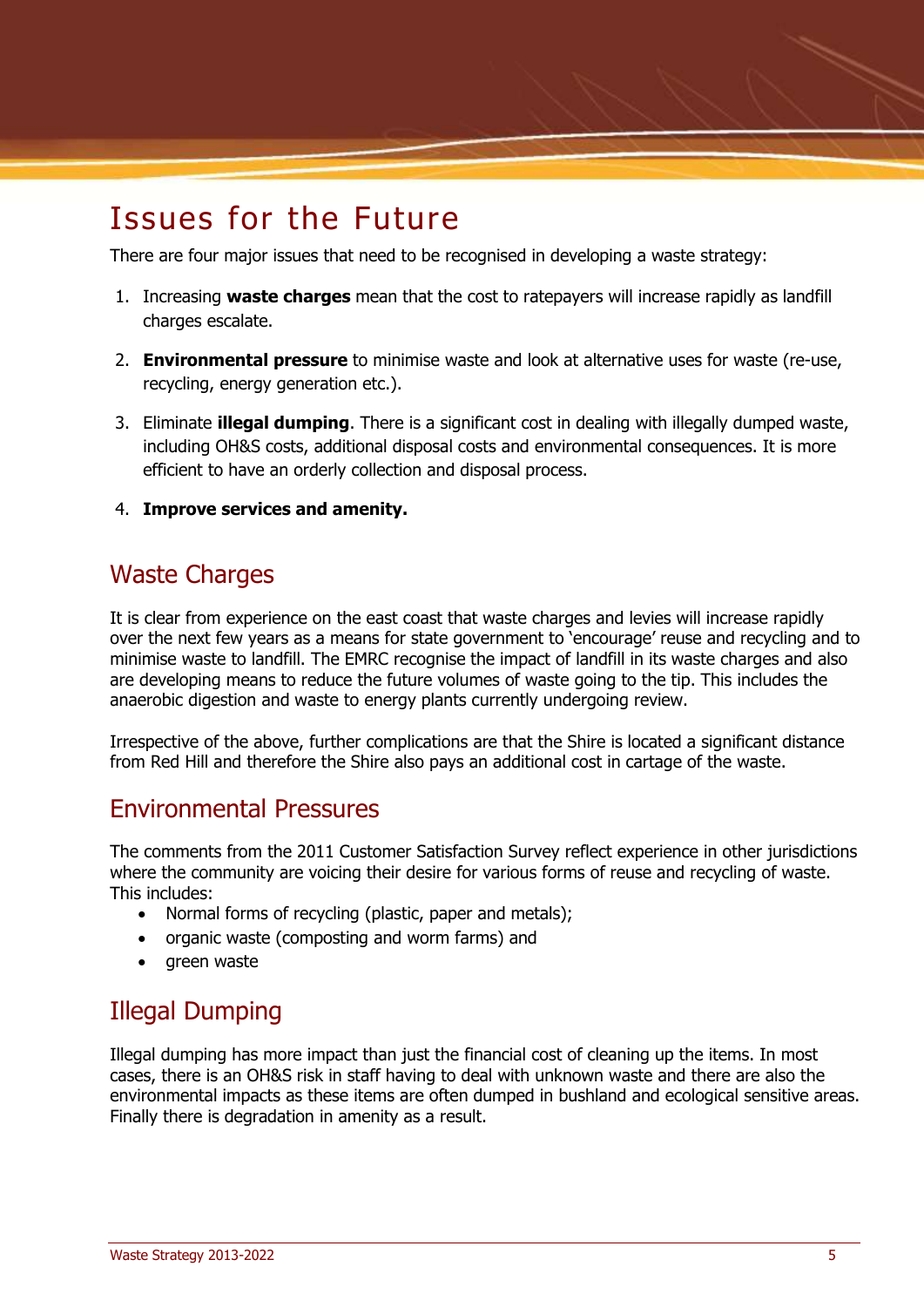# Issues for the Future

There are four major issues that need to be recognised in developing a waste strategy:

1. Increasing **waste charges** mean that the cost to ratepayers will increase rapidly as landfill charges escalate.
2. **Environmental pressure** to minimise waste and look at alternative uses for waste (re-use, recycling, energy generation etc.).
3. Eliminate **illegal dumping**. There is a significant cost in dealing with illegally dumped waste, including OH&S costs, additional disposal costs and environmental consequences. It is more efficient to have an orderly collection and disposal process.
4. **Improve services and amenity.**

## Waste Charges

It is clear from experience on the east coast that waste charges and levies will increase rapidly over the next few years as a means for state government to 'encourage' reuse and recycling and to minimise waste to landfill. The EMRC recognise the impact of landfill in its waste charges and also are developing means to reduce the future volumes of waste going to the tip. This includes the anaerobic digestion and waste to energy plants currently undergoing review.

Irrespective of the above, further complications are that the Shire is located a significant distance from Red Hill and therefore the Shire also pays an additional cost in cartage of the waste.

## Environmental Pressures

The comments from the 2011 Customer Satisfaction Survey reflect experience in other jurisdictions where the community are voicing their desire for various forms of reuse and recycling of waste. This includes:

- Normal forms of recycling (plastic, paper and metals);
- organic waste (composting and worm farms) and
- green waste

## Illegal Dumping

Illegal dumping has more impact than just the financial cost of cleaning up the items. In most cases, there is an OH&S risk in staff having to deal with unknown waste and there are also the environmental impacts as these items are often dumped in bushland and ecological sensitive areas. Finally there is degradation in amenity as a result.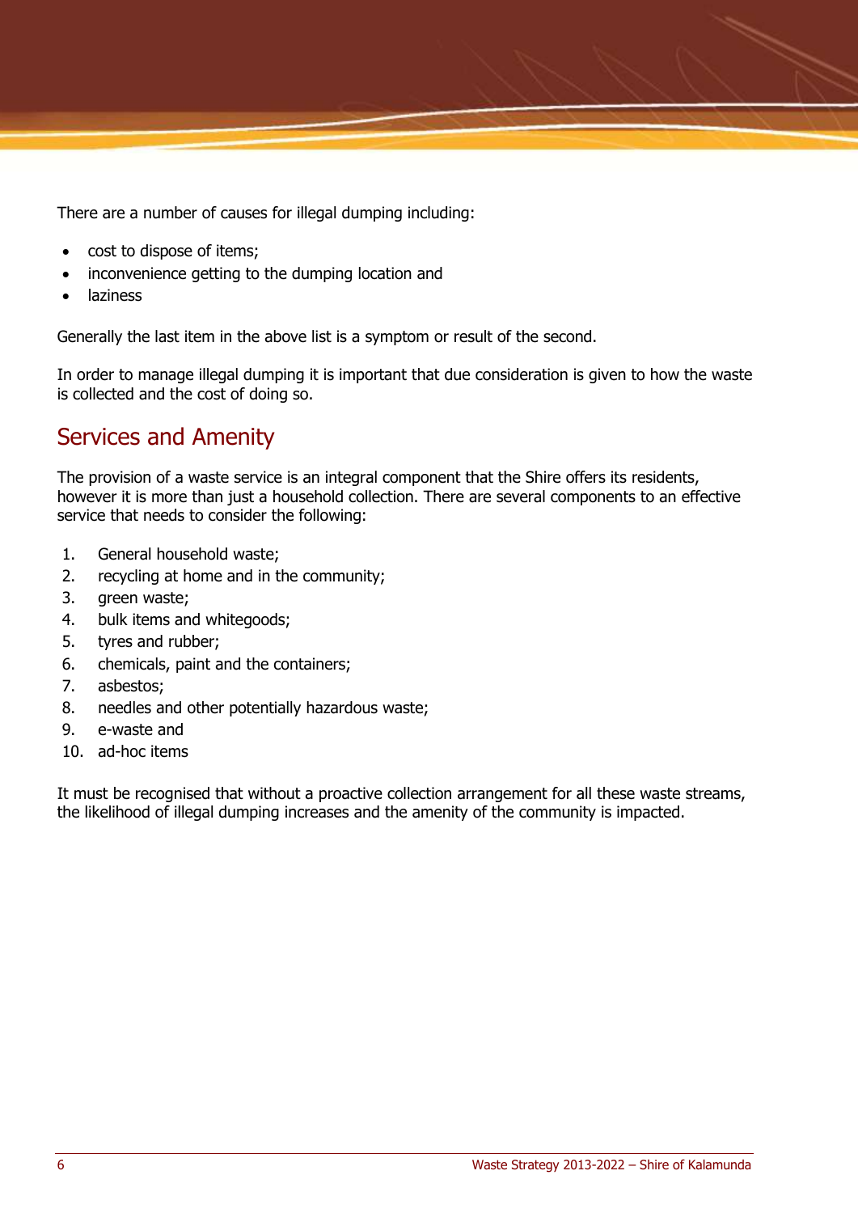There are a number of causes for illegal dumping including:

- cost to dispose of items;
- inconvenience getting to the dumping location and
- laziness

Generally the last item in the above list is a symptom or result of the second.

In order to manage illegal dumping it is important that due consideration is given to how the waste is collected and the cost of doing so.

## Services and Amenity

The provision of a waste service is an integral component that the Shire offers its residents, however it is more than just a household collection. There are several components to an effective service that needs to consider the following:

1. General household waste;
2. recycling at home and in the community;
3. green waste;
4. bulk items and whitegoods;
5. tyres and rubber;
6. chemicals, paint and the containers;
7. asbestos;
8. needles and other potentially hazardous waste;
9. e-waste and
10. ad-hoc items

It must be recognised that without a proactive collection arrangement for all these waste streams, the likelihood of illegal dumping increases and the amenity of the community is impacted.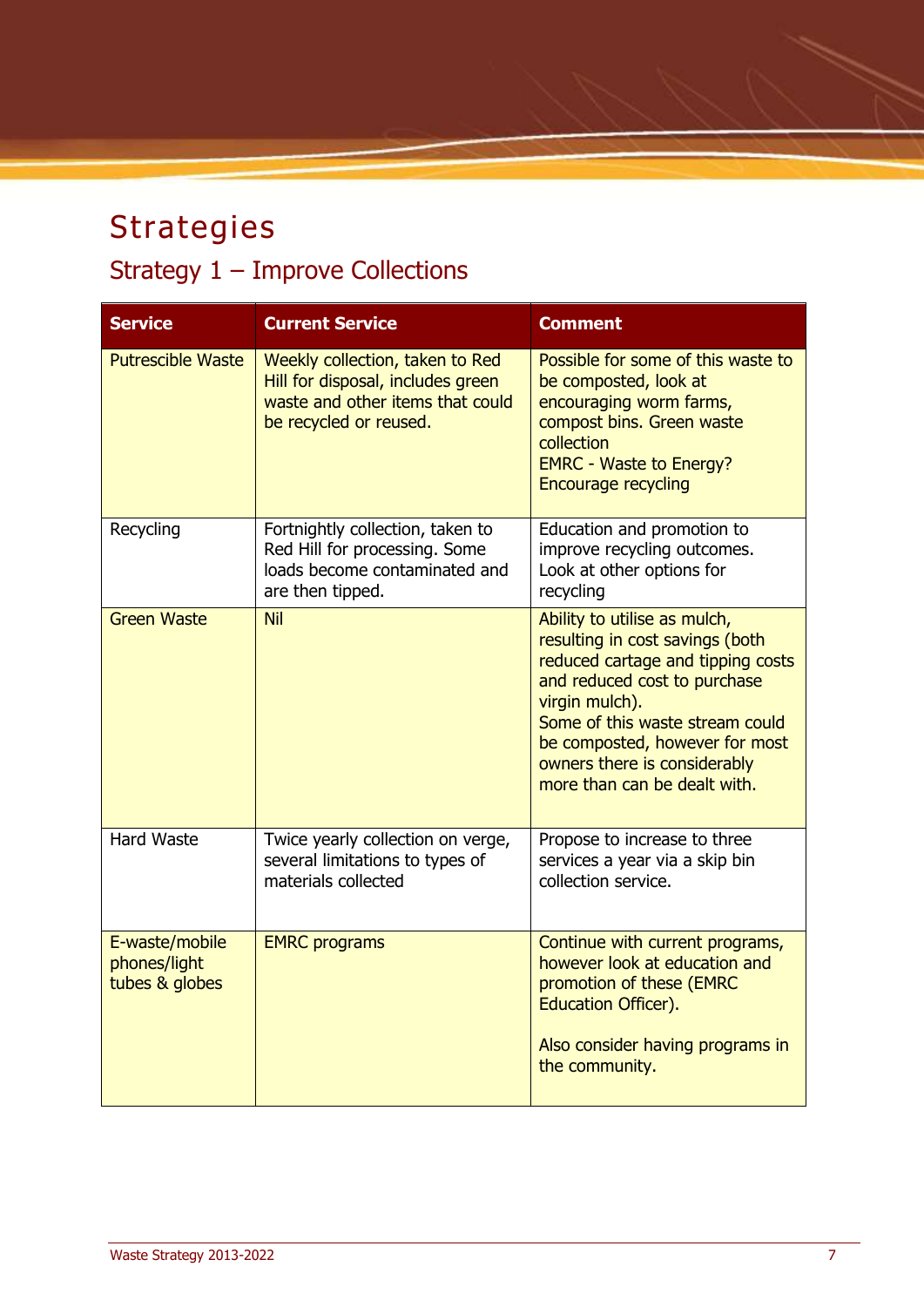# Strategies

## Strategy 1 – Improve Collections

| Service | Current Service | Comment |
|---|---|---|
| Putrescible Waste | Weekly collection, taken to Red Hill for disposal, includes green waste and other items that could be recycled or reused. | Possible for some of this waste to be composted, look at encouraging worm farms, compost bins. Green waste collection<br>EMRC - Waste to Energy?<br>Encourage recycling |
| Recycling | Fortnightly collection, taken to Red Hill for processing. Some loads become contaminated and are then tipped. | Education and promotion to improve recycling outcomes. Look at other options for recycling |
| Green Waste | Nil | Ability to utilise as mulch, resulting in cost savings (both reduced cartage and tipping costs and reduced cost to purchase virgin mulch).<br>Some of this waste stream could be composted, however for most owners there is considerably more than can be dealt with. |
| Hard Waste | Twice yearly collection on verge, several limitations to types of materials collected | Propose to increase to three services a year via a skip bin collection service. |
| E-waste/mobile phones/light tubes & globes | EMRC programs | Continue with current programs, however look at education and promotion of these (EMRC Education Officer).<br><br>Also consider having programs in the community. |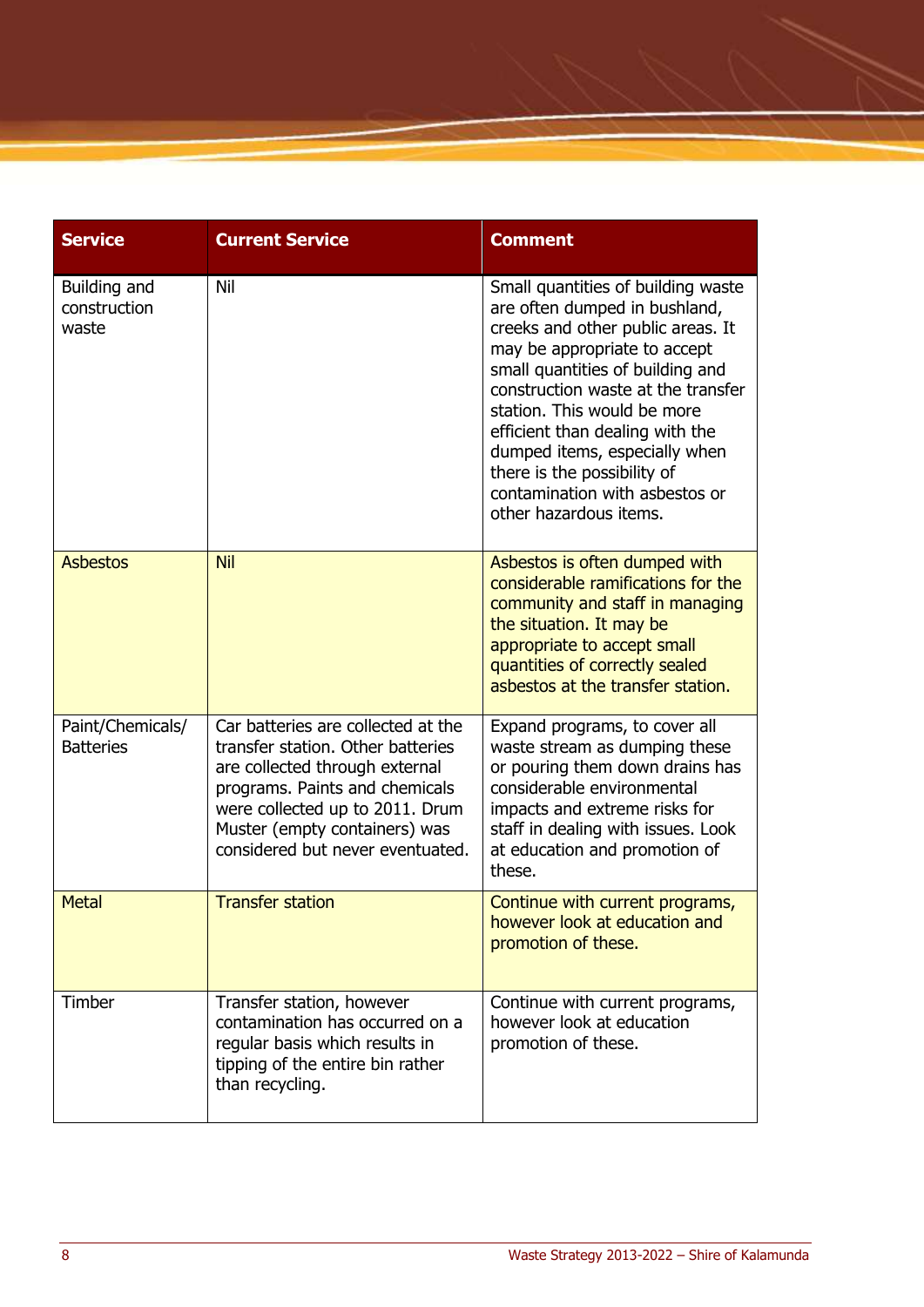| Service | Current Service | Comment |
|---|---|---|
| Building and construction waste | Nil | Small quantities of building waste are often dumped in bushland, creeks and other public areas. It may be appropriate to accept small quantities of building and construction waste at the transfer station. This would be more efficient than dealing with the dumped items, especially when there is the possibility of contamination with asbestos or other hazardous items. |
| Asbestos | Nil | Asbestos is often dumped with considerable ramifications for the community and staff in managing the situation. It may be appropriate to accept small quantities of correctly sealed asbestos at the transfer station. |
| Paint/Chemicals/ Batteries | Car batteries are collected at the transfer station. Other batteries are collected through external programs. Paints and chemicals were collected up to 2011. Drum Muster (empty containers) was considered but never eventuated. | Expand programs, to cover all waste stream as dumping these or pouring them down drains has considerable environmental impacts and extreme risks for staff in dealing with issues. Look at education and promotion of these. |
| Metal | Transfer station | Continue with current programs, however look at education and promotion of these. |
| Timber | Transfer station, however contamination has occurred on a regular basis which results in tipping of the entire bin rather than recycling. | Continue with current programs, however look at education promotion of these. |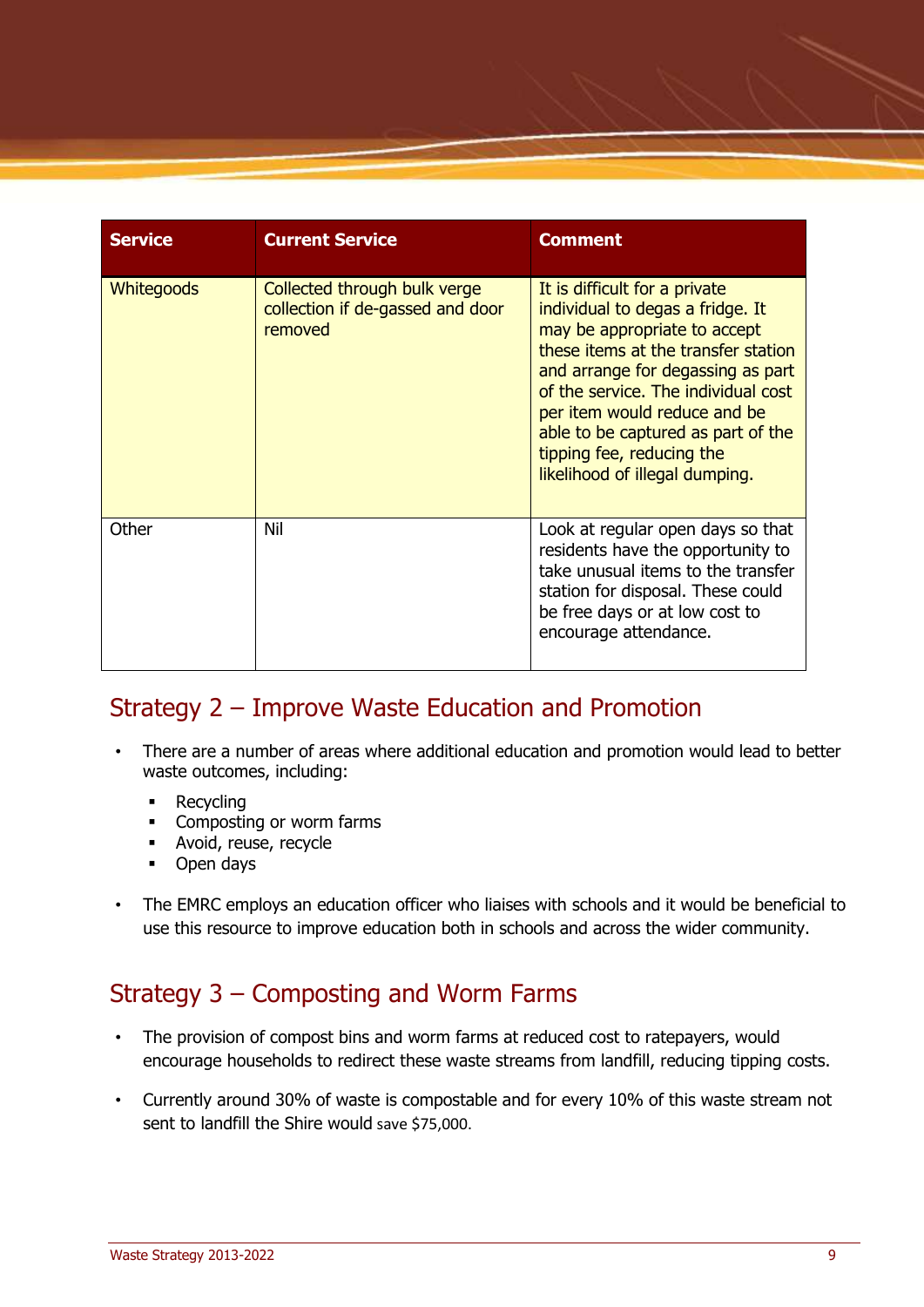| Service | Current Service | Comment |
|---|---|---|
| Whitegoods | Collected through bulk verge collection if de-gassed and door removed | It is difficult for a private individual to degas a fridge. It may be appropriate to accept these items at the transfer station and arrange for degassing as part of the service. The individual cost per item would reduce and be able to be captured as part of the tipping fee, reducing the likelihood of illegal dumping. |
| Other | Nil | Look at regular open days so that residents have the opportunity to take unusual items to the transfer station for disposal. These could be free days or at low cost to encourage attendance. |

## Strategy 2 – Improve Waste Education and Promotion

- There are a number of areas where additional education and promotion would lead to better waste outcomes, including:
  - Recycling
  - Composting or worm farms
  - Avoid, reuse, recycle
  - Open days
- The EMRC employs an education officer who liaises with schools and it would be beneficial to use this resource to improve education both in schools and across the wider community.

## Strategy 3 – Composting and Worm Farms

- The provision of compost bins and worm farms at reduced cost to ratepayers, would encourage households to redirect these waste streams from landfill, reducing tipping costs.
- Currently around 30% of waste is compostable and for every 10% of this waste stream not sent to landfill the Shire would save $75,000.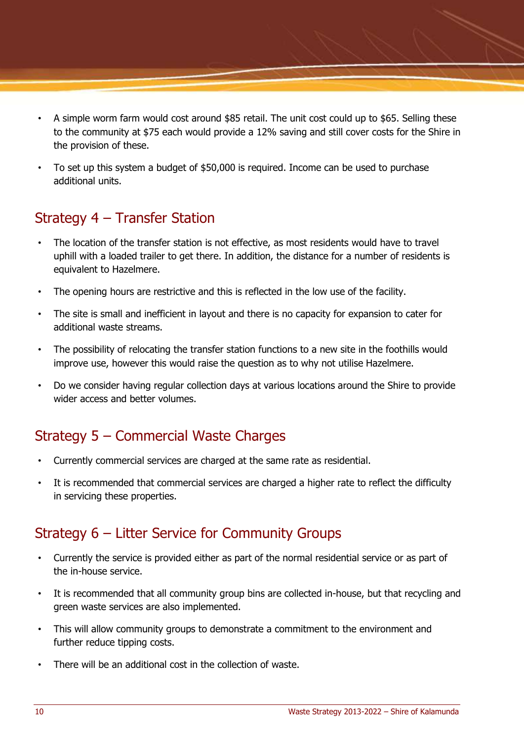- A simple worm farm would cost around $85 retail. The unit cost could up to $65. Selling these to the community at $75 each would provide a 12% saving and still cover costs for the Shire in the provision of these.
- To set up this system a budget of $50,000 is required. Income can be used to purchase additional units.

## Strategy 4 – Transfer Station

- The location of the transfer station is not effective, as most residents would have to travel uphill with a loaded trailer to get there. In addition, the distance for a number of residents is equivalent to Hazelmere.
- The opening hours are restrictive and this is reflected in the low use of the facility.
- The site is small and inefficient in layout and there is no capacity for expansion to cater for additional waste streams.
- The possibility of relocating the transfer station functions to a new site in the foothills would improve use, however this would raise the question as to why not utilise Hazelmere.
- Do we consider having regular collection days at various locations around the Shire to provide wider access and better volumes.

## Strategy 5 – Commercial Waste Charges

- Currently commercial services are charged at the same rate as residential.
- It is recommended that commercial services are charged a higher rate to reflect the difficulty in servicing these properties.

## Strategy 6 – Litter Service for Community Groups

- Currently the service is provided either as part of the normal residential service or as part of the in-house service.
- It is recommended that all community group bins are collected in-house, but that recycling and green waste services are also implemented.
- This will allow community groups to demonstrate a commitment to the environment and further reduce tipping costs.
- There will be an additional cost in the collection of waste.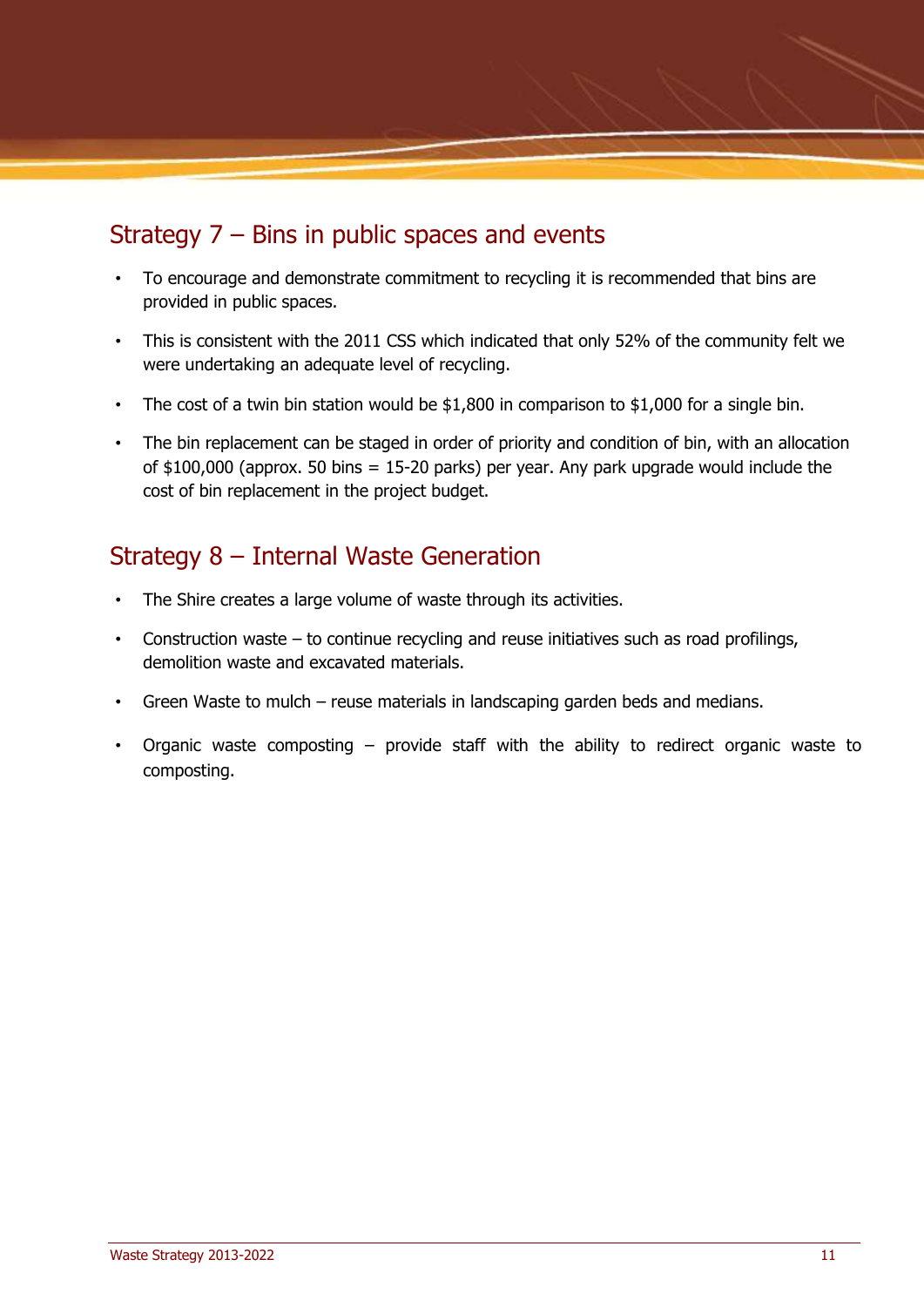## Strategy 7 – Bins in public spaces and events

- To encourage and demonstrate commitment to recycling it is recommended that bins are provided in public spaces.
- This is consistent with the 2011 CSS which indicated that only 52% of the community felt we were undertaking an adequate level of recycling.
- The cost of a twin bin station would be $1,800 in comparison to $1,000 for a single bin.
- The bin replacement can be staged in order of priority and condition of bin, with an allocation of $100,000 (approx. 50 bins = 15-20 parks) per year. Any park upgrade would include the cost of bin replacement in the project budget.

## Strategy 8 – Internal Waste Generation

- The Shire creates a large volume of waste through its activities.
- Construction waste – to continue recycling and reuse initiatives such as road profilings, demolition waste and excavated materials.
- Green Waste to mulch – reuse materials in landscaping garden beds and medians.
- Organic waste composting – provide staff with the ability to redirect organic waste to composting.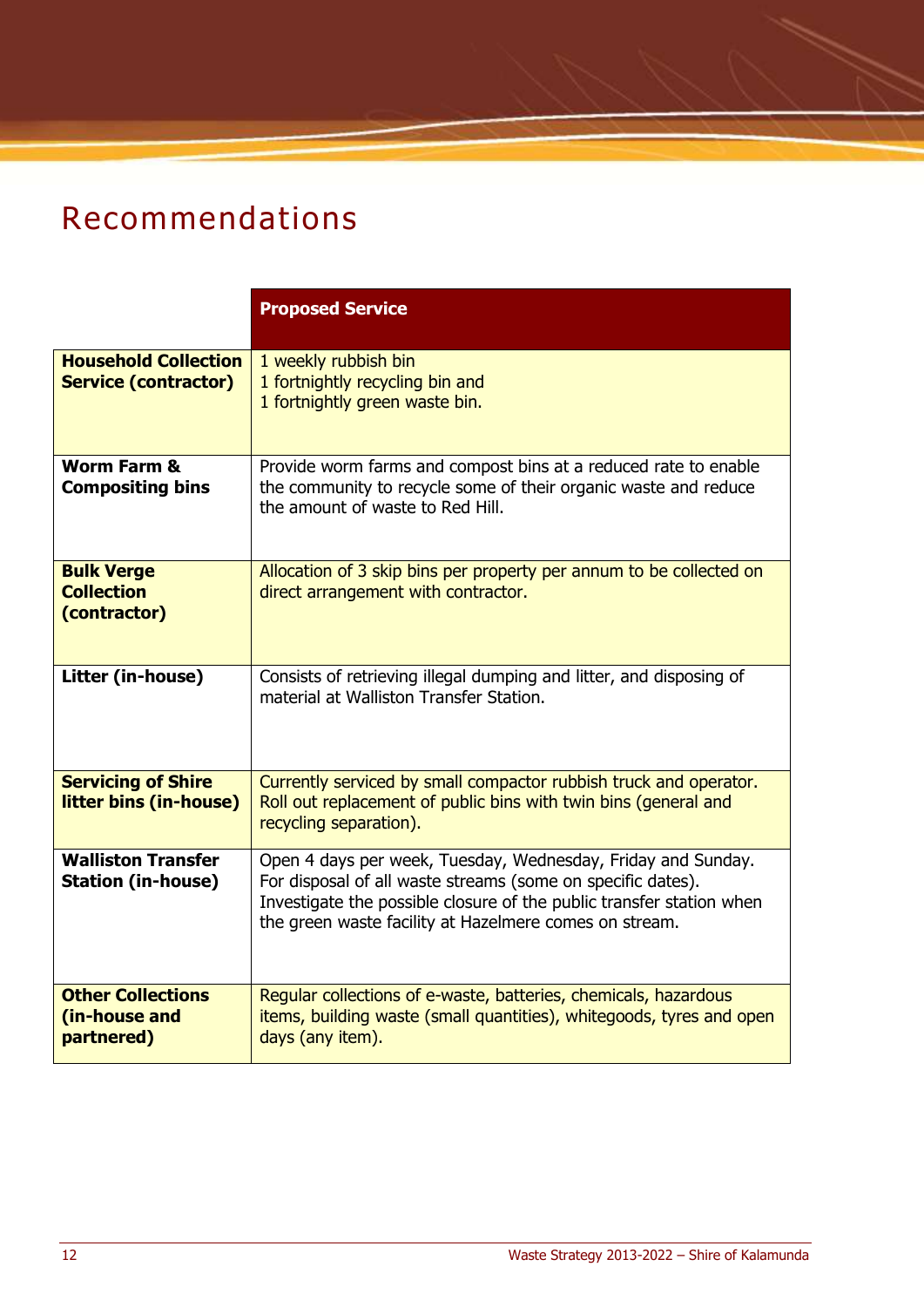# Recommendations

| | **Proposed Service** |
|---|---|
| **Household Collection Service (contractor)** | 1 weekly rubbish bin<br>1 fortnightly recycling bin and<br>1 fortnightly green waste bin. |
| **Worm Farm & Compositing bins** | Provide worm farms and compost bins at a reduced rate to enable the community to recycle some of their organic waste and reduce the amount of waste to Red Hill. |
| **Bulk Verge Collection (contractor)** | Allocation of 3 skip bins per property per annum to be collected on direct arrangement with contractor. |
| **Litter (in-house)** | Consists of retrieving illegal dumping and litter, and disposing of material at Walliston Transfer Station. |
| **Servicing of Shire litter bins (in-house)** | Currently serviced by small compactor rubbish truck and operator. Roll out replacement of public bins with twin bins (general and recycling separation). |
| **Walliston Transfer Station (in-house)** | Open 4 days per week, Tuesday, Wednesday, Friday and Sunday. For disposal of all waste streams (some on specific dates). Investigate the possible closure of the public transfer station when the green waste facility at Hazelmere comes on stream. |
| **Other Collections (in-house and partnered)** | Regular collections of e-waste, batteries, chemicals, hazardous items, building waste (small quantities), whitegoods, tyres and open days (any item). |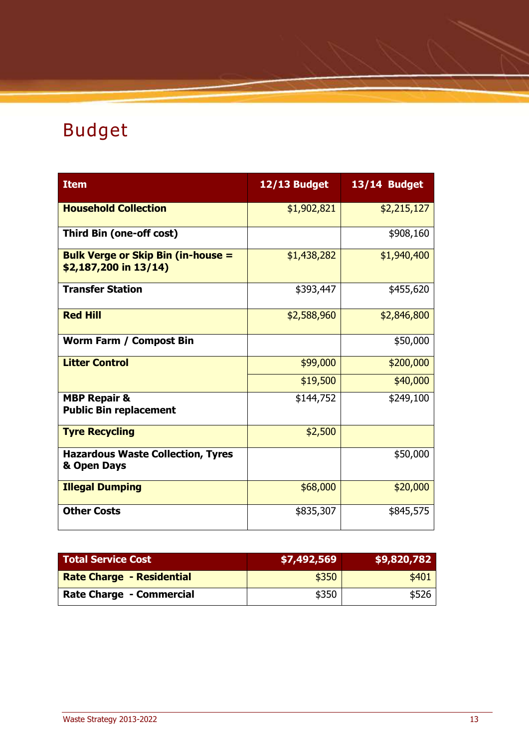# Budget

| Item | 12/13 Budget | 13/14 Budget |
|---|---|---|
| **Household Collection** | $1,902,821 | $2,215,127 |
| **Third Bin (one-off cost)** | | $908,160 |
| **Bulk Verge or Skip Bin (in-house = $2,187,200 in 13/14)** | $1,438,282 | $1,940,400 |
| **Transfer Station** | $393,447 | $455,620 |
| **Red Hill** | $2,588,960 | $2,846,800 |
| **Worm Farm / Compost Bin** | | $50,000 |
| **Litter Control** | $99,000 | $200,000 |
| | $19,500 | $40,000 |
| **MBP Repair & Public Bin replacement** | $144,752 | $249,100 |
| **Tyre Recycling** | $2,500 | |
| **Hazardous Waste Collection, Tyres & Open Days** | | $50,000 |
| **Illegal Dumping** | $68,000 | $20,000 |
| **Other Costs** | $835,307 | $845,575 |

| **Total Service Cost** | **$7,492,569** | **$9,820,782** |
|---|---|---|
| **Rate Charge - Residential** | $350 | $401 |
| **Rate Charge - Commercial** | $350 | $526 |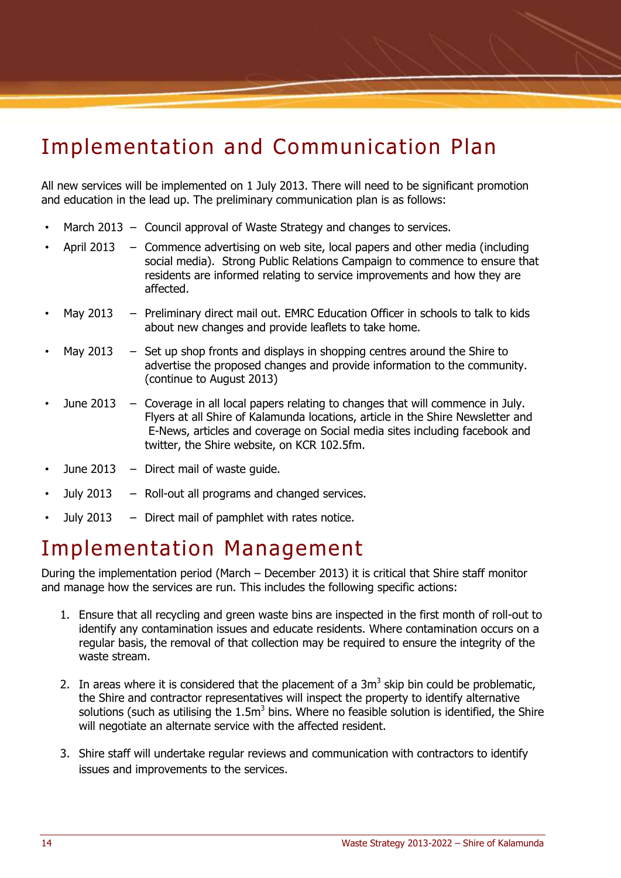# Implementation and Communication Plan

All new services will be implemented on 1 July 2013. There will need to be significant promotion and education in the lead up. The preliminary communication plan is as follows:

- March 2013 – Council approval of Waste Strategy and changes to services.
- April 2013 – Commence advertising on web site, local papers and other media (including social media). Strong Public Relations Campaign to commence to ensure that residents are informed relating to service improvements and how they are affected.
- May 2013 – Preliminary direct mail out. EMRC Education Officer in schools to talk to kids about new changes and provide leaflets to take home.
- May 2013 – Set up shop fronts and displays in shopping centres around the Shire to advertise the proposed changes and provide information to the community. (continue to August 2013)
- June 2013 – Coverage in all local papers relating to changes that will commence in July. Flyers at all Shire of Kalamunda locations, article in the Shire Newsletter and E-News, articles and coverage on Social media sites including facebook and twitter, the Shire website, on KCR 102.5fm.
- June 2013 – Direct mail of waste guide.
- July 2013 – Roll-out all programs and changed services.
- July 2013 – Direct mail of pamphlet with rates notice.

# Implementation Management

During the implementation period (March – December 2013) it is critical that Shire staff monitor and manage how the services are run. This includes the following specific actions:

1. Ensure that all recycling and green waste bins are inspected in the first month of roll-out to identify any contamination issues and educate residents. Where contamination occurs on a regular basis, the removal of that collection may be required to ensure the integrity of the waste stream.
2. In areas where it is considered that the placement of a $3m^3$ skip bin could be problematic, the Shire and contractor representatives will inspect the property to identify alternative solutions (such as utilising the $1.5m^3$ bins. Where no feasible solution is identified, the Shire will negotiate an alternate service with the affected resident.
3. Shire staff will undertake regular reviews and communication with contractors to identify issues and improvements to the services.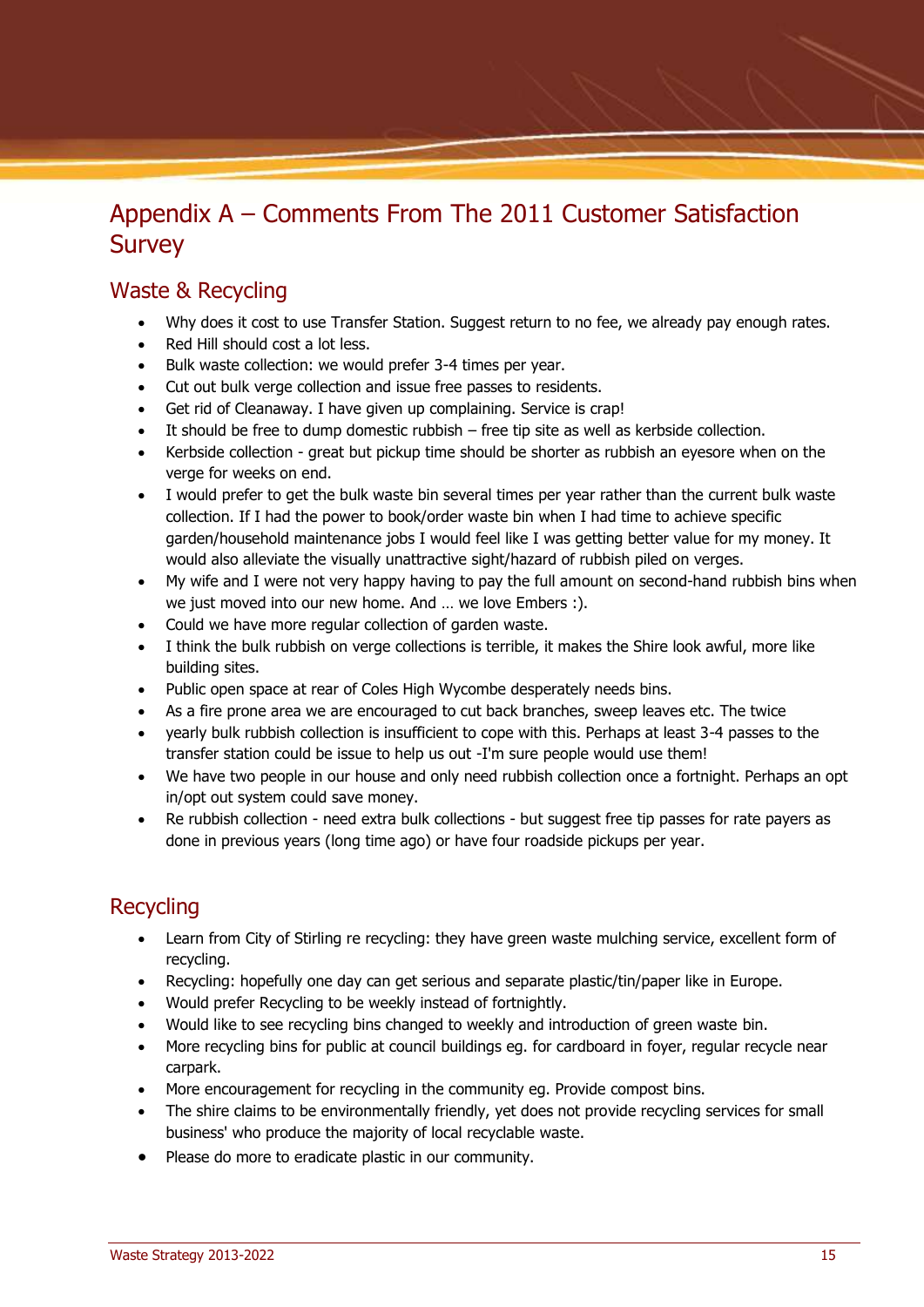# Appendix A – Comments From The 2011 Customer Satisfaction Survey

## Waste & Recycling

- Why does it cost to use Transfer Station. Suggest return to no fee, we already pay enough rates.
- Red Hill should cost a lot less.
- Bulk waste collection: we would prefer 3-4 times per year.
- Cut out bulk verge collection and issue free passes to residents.
- Get rid of Cleanaway. I have given up complaining. Service is crap!
- It should be free to dump domestic rubbish – free tip site as well as kerbside collection.
- Kerbside collection - great but pickup time should be shorter as rubbish an eyesore when on the verge for weeks on end.
- I would prefer to get the bulk waste bin several times per year rather than the current bulk waste collection. If I had the power to book/order waste bin when I had time to achieve specific garden/household maintenance jobs I would feel like I was getting better value for my money. It would also alleviate the visually unattractive sight/hazard of rubbish piled on verges.
- My wife and I were not very happy having to pay the full amount on second-hand rubbish bins when we just moved into our new home. And … we love Embers :).
- Could we have more regular collection of garden waste.
- I think the bulk rubbish on verge collections is terrible, it makes the Shire look awful, more like building sites.
- Public open space at rear of Coles High Wycombe desperately needs bins.
- As a fire prone area we are encouraged to cut back branches, sweep leaves etc. The twice
- yearly bulk rubbish collection is insufficient to cope with this. Perhaps at least 3-4 passes to the transfer station could be issue to help us out -I'm sure people would use them!
- We have two people in our house and only need rubbish collection once a fortnight. Perhaps an opt in/opt out system could save money.
- Re rubbish collection - need extra bulk collections - but suggest free tip passes for rate payers as done in previous years (long time ago) or have four roadside pickups per year.

## Recycling

- Learn from City of Stirling re recycling: they have green waste mulching service, excellent form of recycling.
- Recycling: hopefully one day can get serious and separate plastic/tin/paper like in Europe.
- Would prefer Recycling to be weekly instead of fortnightly.
- Would like to see recycling bins changed to weekly and introduction of green waste bin.
- More recycling bins for public at council buildings eg. for cardboard in foyer, regular recycle near carpark.
- More encouragement for recycling in the community eg. Provide compost bins.
- The shire claims to be environmentally friendly, yet does not provide recycling services for small business' who produce the majority of local recyclable waste.
- Please do more to eradicate plastic in our community.